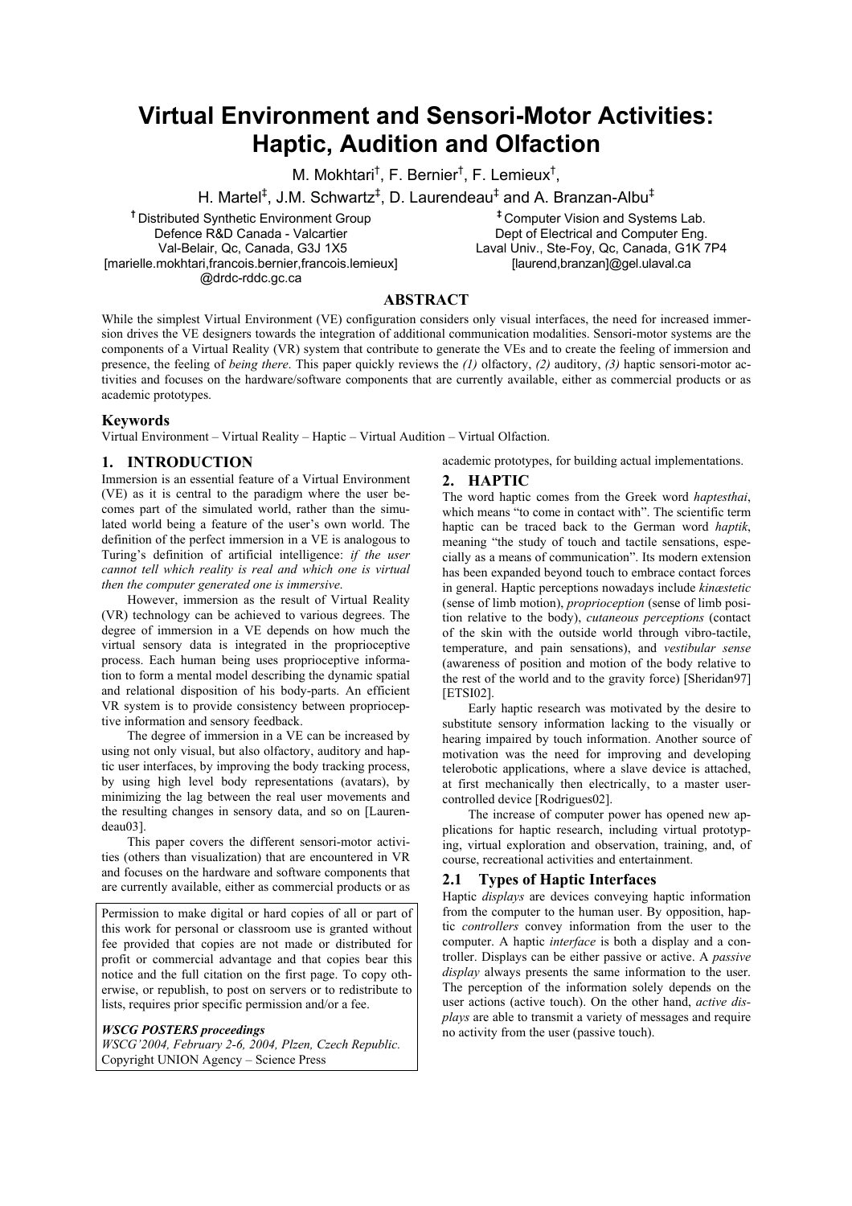# Virtual Environment and Sensori-Motor Activities: Haptic, Audition and Olfaction

M. Mokhtari†, F. Bernier†, F. Lemieux†,

H. Martel‡, J.M. Schwartz‡, D. Laurendeau‡ and A. Branzan-Albu‡

† Distributed Synthetic Environment Group
Defence R&D Canada - Valcartier
Val-Belair, Qc, Canada, G3J 1X5
[marielle.mokhtari,francois.bernier,francois.lemieux]@drdc-rddc.gc.ca

‡ Computer Vision and Systems Lab.
Dept of Electrical and Computer Eng.
Laval Univ., Ste-Foy, Qc, Canada, G1K 7P4
[laurend,branzan]@gel.ulaval.ca

## ABSTRACT

While the simplest Virtual Environment (VE) configuration considers only visual interfaces, the need for increased immersion drives the VE designers towards the integration of additional communication modalities. Sensori-motor systems are the components of a Virtual Reality (VR) system that contribute to generate the VEs and to create the feeling of immersion and presence, the feeling of *being there*. This paper quickly reviews the *(1)* olfactory, *(2)* auditory, *(3)* haptic sensori-motor activities and focuses on the hardware/software components that are currently available, either as commercial products or as academic prototypes.

### Keywords

Virtual Environment – Virtual Reality – Haptic – Virtual Audition – Virtual Olfaction.

## 1. INTRODUCTION

Immersion is an essential feature of a Virtual Environment (VE) as it is central to the paradigm where the user becomes part of the simulated world, rather than the simulated world being a feature of the user's own world. The definition of the perfect immersion in a VE is analogous to Turing's definition of artificial intelligence: *if the user cannot tell which reality is real and which one is virtual then the computer generated one is immersive*.

However, immersion as the result of Virtual Reality (VR) technology can be achieved to various degrees. The degree of immersion in a VE depends on how much the virtual sensory data is integrated in the proprioceptive process. Each human being uses proprioceptive information to form a mental model describing the dynamic spatial and relational disposition of his body-parts. An efficient VR system is to provide consistency between proprioceptive information and sensory feedback.

The degree of immersion in a VE can be increased by using not only visual, but also olfactory, auditory and haptic user interfaces, by improving the body tracking process, by using high level body representations (avatars), by minimizing the lag between the real user movements and the resulting changes in sensory data, and so on [Laurendeau03].

This paper covers the different sensori-motor activities (others than visualization) that are encountered in VR and focuses on the hardware and software components that are currently available, either as commercial products or as academic prototypes, for building actual implementations.

Permission to make digital or hard copies of all or part of this work for personal or classroom use is granted without fee provided that copies are not made or distributed for profit or commercial advantage and that copies bear this notice and the full citation on the first page. To copy otherwise, or republish, to post on servers or to redistribute to lists, requires prior specific permission and/or a fee.

*WSCG POSTERS proceedings*
*WSCG'2004, February 2-6, 2004, Plzen, Czech Republic.*
Copyright UNION Agency – Science Press

## 2. HAPTIC

The word haptic comes from the Greek word *haptesthai*, which means "to come in contact with". The scientific term haptic can be traced back to the German word *haptik*, meaning "the study of touch and tactile sensations, especially as a means of communication". Its modern extension has been expanded beyond touch to embrace contact forces in general. Haptic perceptions nowadays include *kinæstetic* (sense of limb motion), *proprioception* (sense of limb position relative to the body), *cutaneous perceptions* (contact of the skin with the outside world through vibro-tactile, temperature, and pain sensations), and *vestibular sense* (awareness of position and motion of the body relative to the rest of the world and to the gravity force) [Sheridan97] [ETSI02].

Early haptic research was motivated by the desire to substitute sensory information lacking to the visually or hearing impaired by touch information. Another source of motivation was the need for improving and developing telerobotic applications, where a slave device is attached, at first mechanically then electrically, to a master user-controlled device [Rodrigues02].

The increase of computer power has opened new applications for haptic research, including virtual prototyping, virtual exploration and observation, training, and, of course, recreational activities and entertainment.

### 2.1 Types of Haptic Interfaces

Haptic *displays* are devices conveying haptic information from the computer to the human user. By opposition, haptic *controllers* convey information from the user to the computer. A haptic *interface* is both a display and a controller. Displays can be either passive or active. A *passive display* always presents the same information to the user. The perception of the information solely depends on the user actions (active touch). On the other hand, *active displays* are able to transmit a variety of messages and require no activity from the user (passive touch).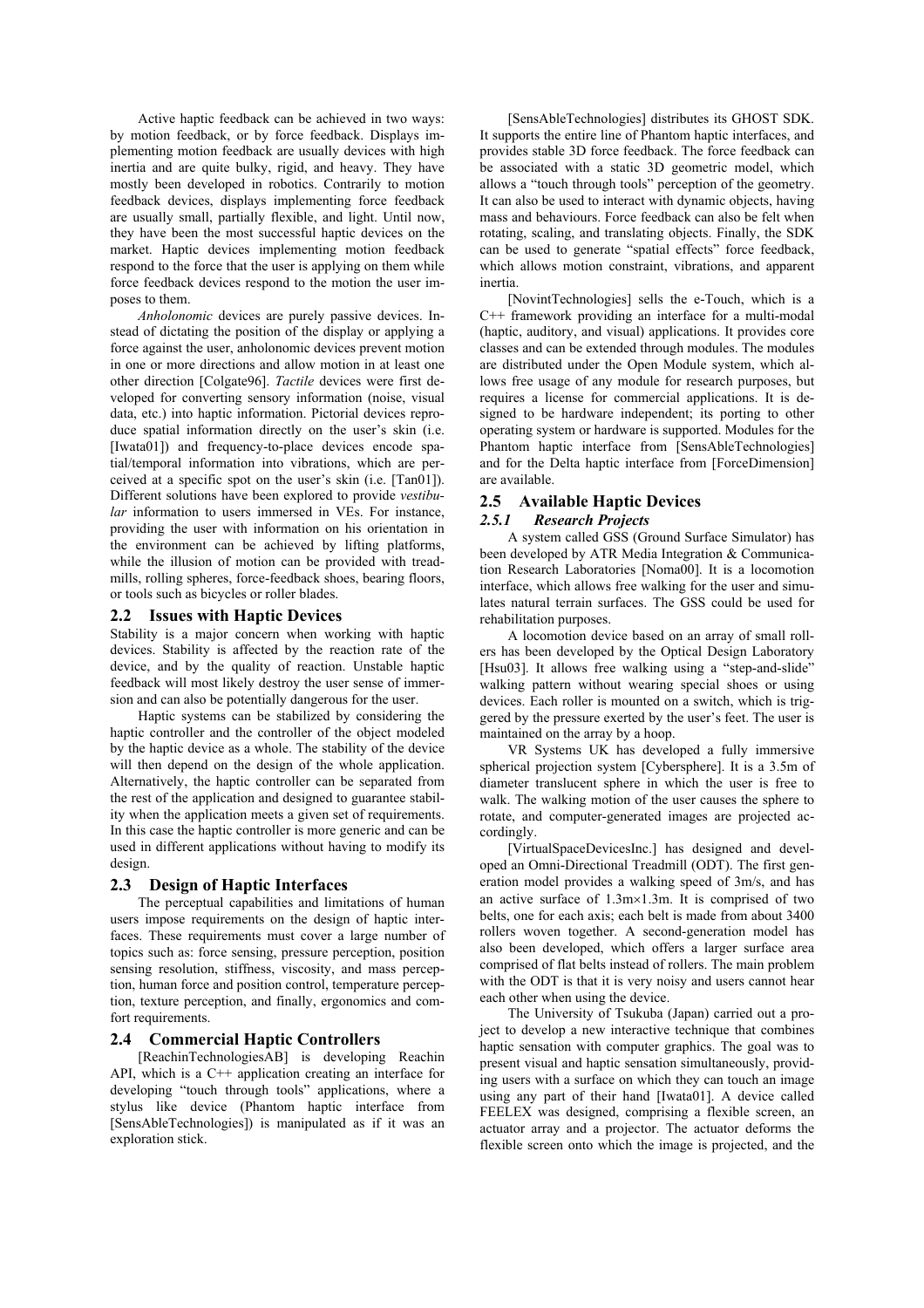Active haptic feedback can be achieved in two ways: by motion feedback, or by force feedback. Displays implementing motion feedback are usually devices with high inertia and are quite bulky, rigid, and heavy. They have mostly been developed in robotics. Contrarily to motion feedback devices, displays implementing force feedback are usually small, partially flexible, and light. Until now, they have been the most successful haptic devices on the market. Haptic devices implementing motion feedback respond to the force that the user is applying on them while force feedback devices respond to the motion the user imposes to them.

*Anholonomic* devices are purely passive devices. Instead of dictating the position of the display or applying a force against the user, anholonomic devices prevent motion in one or more directions and allow motion in at least one other direction [Colgate96]. *Tactile* devices were first developed for converting sensory information (noise, visual data, etc.) into haptic information. Pictorial devices reproduce spatial information directly on the user's skin (i.e. [Iwata01]) and frequency-to-place devices encode spatial/temporal information into vibrations, which are perceived at a specific spot on the user's skin (i.e. [Tan01]). Different solutions have been explored to provide *vestibular* information to users immersed in VEs. For instance, providing the user with information on his orientation in the environment can be achieved by lifting platforms, while the illusion of motion can be provided with treadmills, rolling spheres, force-feedback shoes, bearing floors, or tools such as bicycles or roller blades.

## 2.2 Issues with Haptic Devices

Stability is a major concern when working with haptic devices. Stability is affected by the reaction rate of the device, and by the quality of reaction. Unstable haptic feedback will most likely destroy the user sense of immersion and can also be potentially dangerous for the user.

Haptic systems can be stabilized by considering the haptic controller and the controller of the object modeled by the haptic device as a whole. The stability of the device will then depend on the design of the whole application. Alternatively, the haptic controller can be separated from the rest of the application and designed to guarantee stability when the application meets a given set of requirements. In this case the haptic controller is more generic and can be used in different applications without having to modify its design.

## 2.3 Design of Haptic Interfaces

The perceptual capabilities and limitations of human users impose requirements on the design of haptic interfaces. These requirements must cover a large number of topics such as: force sensing, pressure perception, position sensing resolution, stiffness, viscosity, and mass perception, human force and position control, temperature perception, texture perception, and finally, ergonomics and comfort requirements.

## 2.4 Commercial Haptic Controllers

[ReachinTechnologiesAB] is developing Reachin API, which is a C++ application creating an interface for developing "touch through tools" applications, where a stylus like device (Phantom haptic interface from [SensAbleTechnologies]) is manipulated as if it was an exploration stick.

[SensAbleTechnologies] distributes its GHOST SDK. It supports the entire line of Phantom haptic interfaces, and provides stable 3D force feedback. The force feedback can be associated with a static 3D geometric model, which allows a "touch through tools" perception of the geometry. It can also be used to interact with dynamic objects, having mass and behaviours. Force feedback can also be felt when rotating, scaling, and translating objects. Finally, the SDK can be used to generate "spatial effects" force feedback, which allows motion constraint, vibrations, and apparent inertia.

[NovintTechnologies] sells the e-Touch, which is a C++ framework providing an interface for a multi-modal (haptic, auditory, and visual) applications. It provides core classes and can be extended through modules. The modules are distributed under the Open Module system, which allows free usage of any module for research purposes, but requires a license for commercial applications. It is designed to be hardware independent; its porting to other operating system or hardware is supported. Modules for the Phantom haptic interface from [SensAbleTechnologies] and for the Delta haptic interface from [ForceDimension] are available.

## 2.5 Available Haptic Devices

### 2.5.1 *Research Projects*

A system called GSS (Ground Surface Simulator) has been developed by ATR Media Integration & Communication Research Laboratories [Noma00]. It is a locomotion interface, which allows free walking for the user and simulates natural terrain surfaces. The GSS could be used for rehabilitation purposes.

A locomotion device based on an array of small rollers has been developed by the Optical Design Laboratory [Hsu03]. It allows free walking using a "step-and-slide" walking pattern without wearing special shoes or using devices. Each roller is mounted on a switch, which is triggered by the pressure exerted by the user's feet. The user is maintained on the array by a hoop.

VR Systems UK has developed a fully immersive spherical projection system [Cybersphere]. It is a 3.5m of diameter translucent sphere in which the user is free to walk. The walking motion of the user causes the sphere to rotate, and computer-generated images are projected accordingly.

[VirtualSpaceDevicesInc.] has designed and developed an Omni-Directional Treadmill (ODT). The first generation model provides a walking speed of 3m/s, and has an active surface of 1.3m×1.3m. It is comprised of two belts, one for each axis; each belt is made from about 3400 rollers woven together. A second-generation model has also been developed, which offers a larger surface area comprised of flat belts instead of rollers. The main problem with the ODT is that it is very noisy and users cannot hear each other when using the device.

The University of Tsukuba (Japan) carried out a project to develop a new interactive technique that combines haptic sensation with computer graphics. The goal was to present visual and haptic sensation simultaneously, providing users with a surface on which they can touch an image using any part of their hand [Iwata01]. A device called FEELEX was designed, comprising a flexible screen, an actuator array and a projector. The actuator deforms the flexible screen onto which the image is projected, and the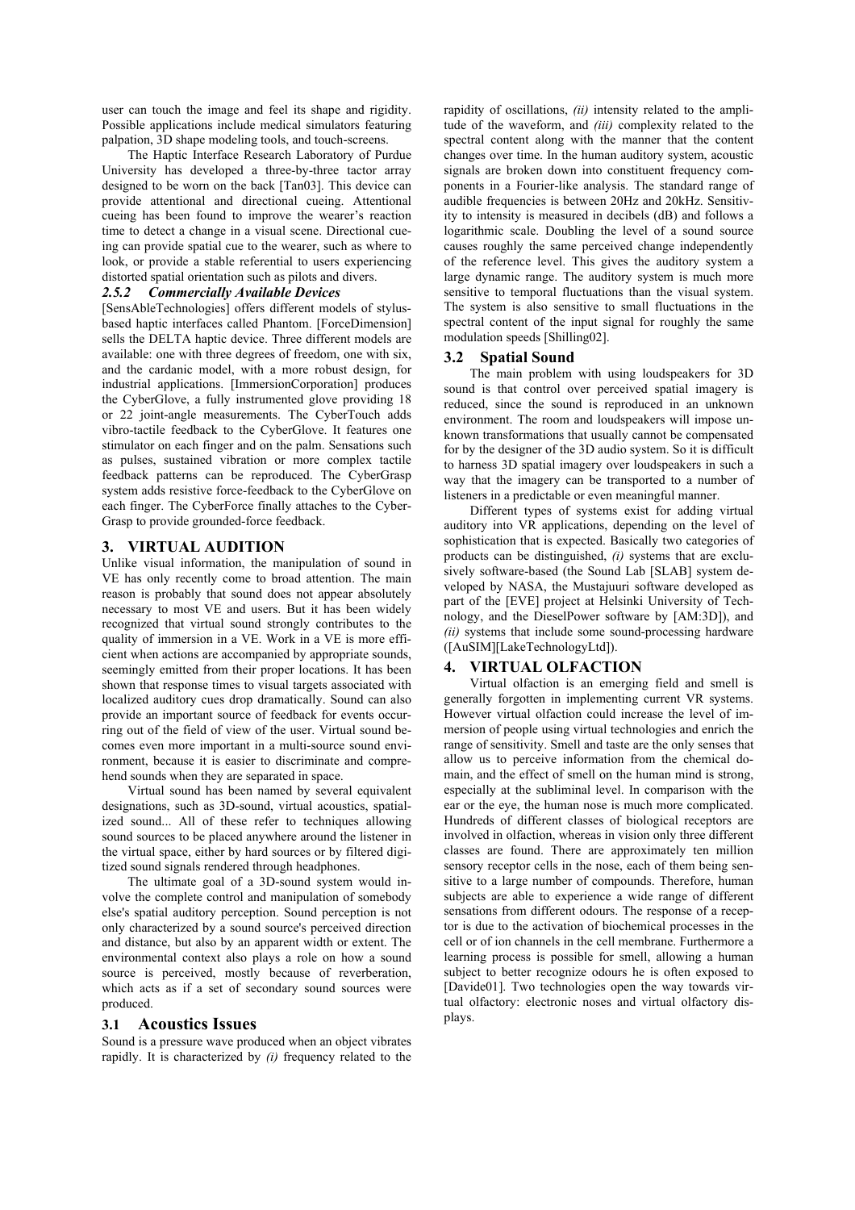user can touch the image and feel its shape and rigidity. Possible applications include medical simulators featuring palpation, 3D shape modeling tools, and touch-screens.

The Haptic Interface Research Laboratory of Purdue University has developed a three-by-three tactor array designed to be worn on the back [Tan03]. This device can provide attentional and directional cueing. Attentional cueing has been found to improve the wearer's reaction time to detect a change in a visual scene. Directional cueing can provide spatial cue to the wearer, such as where to look, or provide a stable referential to users experiencing distorted spatial orientation such as pilots and divers.

#### 2.5.2 Commercially Available Devices

[SensAbleTechnologies] offers different models of stylus-based haptic interfaces called Phantom. [ForceDimension] sells the DELTA haptic device. Three different models are available: one with three degrees of freedom, one with six, and the cardanic model, with a more robust design, for industrial applications. [ImmersionCorporation] produces the CyberGlove, a fully instrumented glove providing 18 or 22 joint-angle measurements. The CyberTouch adds vibro-tactile feedback to the CyberGlove. It features one stimulator on each finger and on the palm. Sensations such as pulses, sustained vibration or more complex tactile feedback patterns can be reproduced. The CyberGrasp system adds resistive force-feedback to the CyberGlove on each finger. The CyberForce finally attaches to the CyberGrasp to provide grounded-force feedback.

## 3. VIRTUAL AUDITION

Unlike visual information, the manipulation of sound in VE has only recently come to broad attention. The main reason is probably that sound does not appear absolutely necessary to most VE and users. But it has been widely recognized that virtual sound strongly contributes to the quality of immersion in a VE. Work in a VE is more efficient when actions are accompanied by appropriate sounds, seemingly emitted from their proper locations. It has been shown that response times to visual targets associated with localized auditory cues drop dramatically. Sound can also provide an important source of feedback for events occurring out of the field of view of the user. Virtual sound becomes even more important in a multi-source sound environment, because it is easier to discriminate and comprehend sounds when they are separated in space.

Virtual sound has been named by several equivalent designations, such as 3D-sound, virtual acoustics, spatialized sound... All of these refer to techniques allowing sound sources to be placed anywhere around the listener in the virtual space, either by hard sources or by filtered digitized sound signals rendered through headphones.

The ultimate goal of a 3D-sound system would involve the complete control and manipulation of somebody else's spatial auditory perception. Sound perception is not only characterized by a sound source's perceived direction and distance, but also by an apparent width or extent. The environmental context also plays a role on how a sound source is perceived, mostly because of reverberation, which acts as if a set of secondary sound sources were produced.

### 3.1 Acoustics Issues

Sound is a pressure wave produced when an object vibrates rapidly. It is characterized by *(i)* frequency related to the rapidity of oscillations, *(ii)* intensity related to the amplitude of the waveform, and *(iii)* complexity related to the spectral content along with the manner that the content changes over time. In the human auditory system, acoustic signals are broken down into constituent frequency components in a Fourier-like analysis. The standard range of audible frequencies is between 20Hz and 20kHz. Sensitivity to intensity is measured in decibels (dB) and follows a logarithmic scale. Doubling the level of a sound source causes roughly the same perceived change independently of the reference level. This gives the auditory system a large dynamic range. The auditory system is much more sensitive to temporal fluctuations than the visual system. The system is also sensitive to small fluctuations in the spectral content of the input signal for roughly the same modulation speeds [Shilling02].

### 3.2 Spatial Sound

The main problem with using loudspeakers for 3D sound is that control over perceived spatial imagery is reduced, since the sound is reproduced in an unknown environment. The room and loudspeakers will impose unknown transformations that usually cannot be compensated for by the designer of the 3D audio system. So it is difficult to harness 3D spatial imagery over loudspeakers in such a way that the imagery can be transported to a number of listeners in a predictable or even meaningful manner.

Different types of systems exist for adding virtual auditory into VR applications, depending on the level of sophistication that is expected. Basically two categories of products can be distinguished, *(i)* systems that are exclusively software-based (the Sound Lab [SLAB] system developed by NASA, the Mustajuuri software developed as part of the [EVE] project at Helsinki University of Technology, and the DieselPower software by [AM:3D]), and *(ii)* systems that include some sound-processing hardware ([AuSIM][LakeTechnologyLtd]).

## 4. VIRTUAL OLFACTION

Virtual olfaction is an emerging field and smell is generally forgotten in implementing current VR systems. However virtual olfaction could increase the level of immersion of people using virtual technologies and enrich the range of sensitivity. Smell and taste are the only senses that allow us to perceive information from the chemical domain, and the effect of smell on the human mind is strong, especially at the subliminal level. In comparison with the ear or the eye, the human nose is much more complicated. Hundreds of different classes of biological receptors are involved in olfaction, whereas in vision only three different classes are found. There are approximately ten million sensory receptor cells in the nose, each of them being sensitive to a large number of compounds. Therefore, human subjects are able to experience a wide range of different sensations from different odours. The response of a receptor is due to the activation of biochemical processes in the cell or of ion channels in the cell membrane. Furthermore a learning process is possible for smell, allowing a human subject to better recognize odours he is often exposed to [Davide01]. Two technologies open the way towards virtual olfactory: electronic noses and virtual olfactory displays.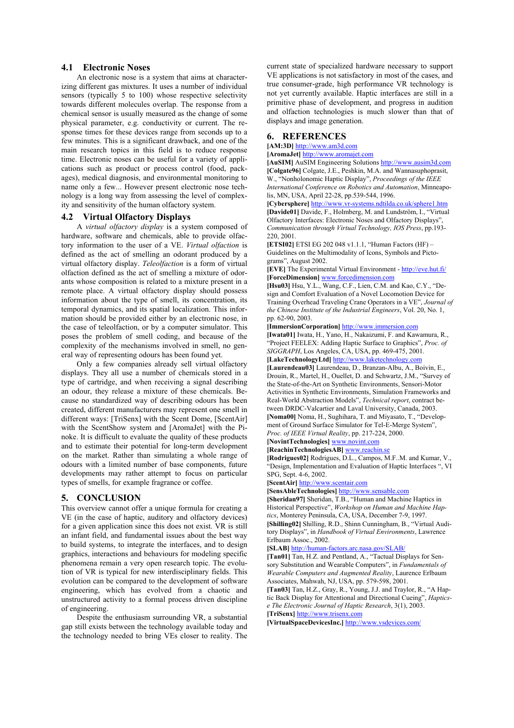### 4.1 Electronic Noses

An electronic nose is a system that aims at characterizing different gas mixtures. It uses a number of individual sensors (typically 5 to 100) whose respective selectivity towards different molecules overlap. The response from a chemical sensor is usually measured as the change of some physical parameter, e.g. conductivity or current. The response times for these devices range from seconds up to a few minutes. This is a significant drawback, and one of the main research topics in this field is to reduce response time. Electronic noses can be useful for a variety of applications such as product or process control (food, packages), medical diagnosis, and environmental monitoring to name only a few... However present electronic nose technology is a long way from assessing the level of complexity and sensitivity of the human olfactory system.

### 4.2 Virtual Olfactory Displays

A *virtual olfactory display* is a system composed of hardware, software and chemicals, able to provide olfactory information to the user of a VE. *Virtual olfaction* is defined as the act of smelling an odorant produced by a virtual olfactory display. *Teleolfaction* is a form of virtual olfaction defined as the act of smelling a mixture of odorants whose composition is related to a mixture present in a remote place. A virtual olfactory display should possess information about the type of smell, its concentration, its temporal dynamics, and its spatial localization. This information should be provided either by an electronic nose, in the case of teleolfaction, or by a computer simulator. This poses the problem of smell coding, and because of the complexity of the mechanisms involved in smell, no general way of representing odours has been found yet.

Only a few companies already sell virtual olfactory displays. They all use a number of chemicals stored in a type of cartridge, and when receiving a signal describing an odour, they release a mixture of these chemicals. Because no standardized way of describing odours has been created, different manufacturers may represent one smell in different ways: [TriSenx] with the Scent Dome, [ScentAir] with the ScentShow system and [AromaJet] with the Pinoke. It is difficult to evaluate the quality of these products and to estimate their potential for long-term development on the market. Rather than simulating a whole range of odours with a limited number of base components, future developments may rather attempt to focus on particular types of smells, for example fragrance or coffee.

## 5. CONCLUSION

This overview cannot offer a unique formula for creating a VE (in the case of haptic, auditory and olfactory devices) for a given application since this does not exist. VR is still an infant field, and fundamental issues about the best way to build systems, to integrate the interfaces, and to design graphics, interactions and behaviours for modeling specific phenomena remain a very open research topic. The evolution of VR is typical for new interdisciplinary fields. This evolution can be compared to the development of software engineering, which has evolved from a chaotic and unstructured activity to a formal process driven discipline of engineering.

Despite the enthusiasm surrounding VR, a substantial gap still exists between the technology available today and the technology needed to bring VEs closer to reality. The current state of specialized hardware necessary to support VE applications is not satisfactory in most of the cases, and true consumer-grade, high performance VR technology is not yet currently available. Haptic interfaces are still in a primitive phase of development, and progress in audition and olfaction technologies is much slower than that of displays and image generation.

## 6. REFERENCES

**[AM:3D]** http://www.am3d.com

**[AromaJet]** http://www.aromajet.com

**[AuSIM]** AuSIM Engineering Solutions http://www.ausim3d.com

**[Colgate96]** Colgate, J.E., Peshkin, M.A. and Wannasuphoprasit, W., "Nonholonomic Haptic Display", *Proceedings of the IEEE International Conference on Robotics and Automation*, Minneapolis, MN, USA, April 22-28, pp.539-544, 1996.

**[Cybersphere]** http://www.vr-systems.ndtilda.co.uk/sphere1.htm

**[Davide01]** Davide, F., Holmberg, M. and Lundström, I., "Virtual Olfactory Interfaces: Electronic Noses and Olfactory Displays", *Communication through Virtual Technology, IOS Press*, pp.193-220, 2001.

**[ETSI02]** ETSI EG 202 048 v1.1.1, "Human Factors (HF) – Guidelines on the Multimodality of Icons, Symbols and Pictograms", August 2002.

**[EVE]** The Experimental Virtual Environment - http://eve.hut.fi/

**[ForceDimension]** www.forcedimension.com

**[Hsu03]** Hsu, Y.L., Wang, C.F., Lien, C.M. and Kao, C.Y., "Design and Comfort Evaluation of a Novel Locomotion Device for Training Overhead Traveling Crane Operators in a VE", *Journal of the Chinese Institute of the Industrial Engineers*, Vol. 20, No. 1, pp. 62-90, 2003.

**[ImmersionCorporation]** http://www.immersion.com

**[Iwata01]** Iwata, H., Yano, H., Nakaizumi, F. and Kawamura, R., "Project FEELEX: Adding Haptic Surface to Graphics", *Proc. of SIGGRAPH*, Los Angeles, CA, USA, pp. 469-475, 2001.

**[LakeTechnologyLtd]** http://www.laketechnology.com

**[Laurendeau03]** Laurendeau, D., Branzan-Albu, A., Boivin, E., Drouin, R., Martel, H., Ouellet, D. and Schwartz, J.M., "Survey of the State-of-the-Art on Synthetic Environments, Simulation Frameworks and Real-World Abstraction Models", *Technical report*, contract between DRDC-Valcartier and Laval University, Canada, 2003.

**[Noma00]** Noma, H., Sughihara, T. and Miyasato, T., "Development of Ground Surface Simulator for Tel-E-Merge System", *Proc. of IEEE Virtual Reality*, pp. 217-224, 2000.

**[NovintTechnologies]** www.novint.com

**[ReachinTechnologiesAB]** www.reachin.se

**[Rodrigues02]** Rodrigues, D.L., Campos, M.F..M. and Kumar, V., "Design, Implementation and Evaluation of Haptic Interfaces ", VI SPG, Sept. 4-6, 2002.

**[ScentAir]** http://www.scentair.com

**[SensAbleTechnologies]** http://www.sensable.com

**[Sheridan97]** Sheridan, T.B., "Human and Machine Haptics in Historical Perspective", *Workshop on Human and Machine Haptics*, Monterey Peninsula, CA, USA, December 7-9, 1997.

**[Shilling02]** Shilling, R.D., Shinn Cunningham, B., "Virtual Auditory Displays", in *Handbook of Virtual Environments*, Lawrence Erlbaum Assoc., 2002.

**[SLAB]** http://human-factors.arc.nasa.gov/SLAB/

**[Tan01]** Tan, H.Z. and Pentland, A., "Tactual Displays for Sensory Substitution and Wearable Computers", in *Fundamentals of Wearable Computers and Augmented Reality*, Laurence Erlbaum Associates, Mahwah, NJ, USA, pp. 579-598, 2001.

**[Tan03]** Tan, H.Z., Gray, R., Young, J.J. and Traylor, R., "A Haptic Back Display for Attentional and Directional Cueing", *Haptics-e The Electronic Journal of Haptic Research*, 3(1), 2003.

**[TriSenx]** http://www.trisenx.com

**[VirtualSpaceDevicesInc.]** http://www.vsdevices.com/